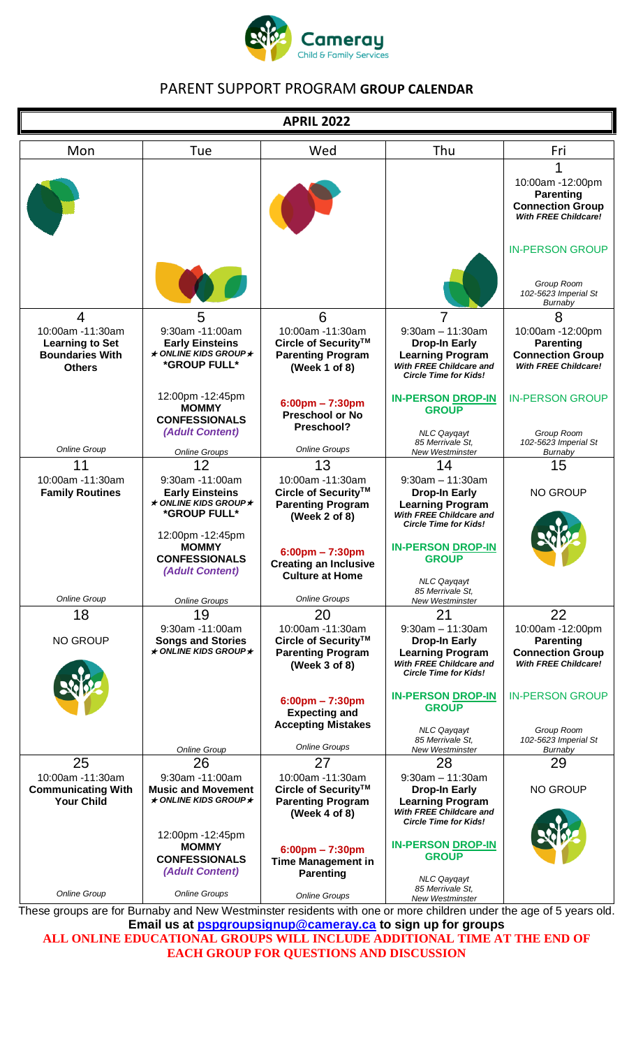# Cameray
Child & Family Services

## PARENT SUPPORT PROGRAM **GROUP CALENDAR**

### APRIL 2022

| Mon | Tue | Wed | Thu | Fri |
|---|---|---|---|---|
| | | | | 1<br>10:00am -12:00pm<br>**Parenting Connection Group**<br>***With FREE Childcare!***<br><br>IN-PERSON GROUP<br><br>*Group Room 102-5623 Imperial St Burnaby* |
| 4<br>10:00am -11:30am<br>**Learning to Set Boundaries With Others**<br><br>*Online Group* | 5<br>9:30am -11:00am<br>**Early Einsteins**<br>***★ ONLINE KIDS GROUP ★***<br>**\*GROUP FULL\***<br><br>12:00pm -12:45pm<br>**MOMMY CONFESSIONALS**<br>***(Adult Content)***<br><br>*Online Groups* | 6<br>10:00am -11:30am<br>**Circle of Security™ Parenting Program (Week 1 of 8)**<br><br>**6:00pm – 7:30pm**<br>**Preschool or No Preschool?**<br><br>*Online Groups* | 7<br>9:30am – 11:30am<br>**Drop-In Early Learning Program**<br>***With FREE Childcare and Circle Time for Kids!***<br><br>**IN-PERSON DROP-IN GROUP**<br><br>*NLC Qayqayt 85 Merrivale St, New Westminster* | 8<br>10:00am -12:00pm<br>**Parenting Connection Group**<br>***With FREE Childcare!***<br><br>IN-PERSON GROUP<br><br>*Group Room 102-5623 Imperial St Burnaby* |
| 11<br>10:00am -11:30am<br>**Family Routines**<br><br>*Online Group* | 12<br>9:30am -11:00am<br>**Early Einsteins**<br>***★ ONLINE KIDS GROUP ★***<br>**\*GROUP FULL\***<br><br>12:00pm -12:45pm<br>**MOMMY CONFESSIONALS**<br>***(Adult Content)***<br><br>*Online Groups* | 13<br>10:00am -11:30am<br>**Circle of Security™ Parenting Program (Week 2 of 8)**<br><br>**6:00pm – 7:30pm**<br>**Creating an Inclusive Culture at Home**<br><br>*Online Groups* | 14<br>9:30am – 11:30am<br>**Drop-In Early Learning Program**<br>***With FREE Childcare and Circle Time for Kids!***<br><br>**IN-PERSON DROP-IN GROUP**<br><br>*NLC Qayqayt 85 Merrivale St, New Westminster* | 15<br>NO GROUP |
| 18<br>NO GROUP | 19<br>9:30am -11:00am<br>**Songs and Stories**<br>***★ ONLINE KIDS GROUP ★***<br><br>*Online Group* | 20<br>10:00am -11:30am<br>**Circle of Security™ Parenting Program (Week 3 of 8)**<br><br>**6:00pm – 7:30pm**<br>**Expecting and Accepting Mistakes**<br><br>*Online Groups* | 21<br>9:30am – 11:30am<br>**Drop-In Early Learning Program**<br>***With FREE Childcare and Circle Time for Kids!***<br><br>**IN-PERSON DROP-IN GROUP**<br><br>*NLC Qayqayt 85 Merrivale St, New Westminster* | 22<br>10:00am -12:00pm<br>**Parenting Connection Group**<br>***With FREE Childcare!***<br><br>IN-PERSON GROUP<br><br>*Group Room 102-5623 Imperial St Burnaby* |
| 25<br>10:00am -11:30am<br>**Communicating With Your Child**<br><br>*Online Group* | 26<br>9:30am -11:00am<br>**Music and Movement**<br>***★ ONLINE KIDS GROUP ★***<br><br>12:00pm -12:45pm<br>**MOMMY CONFESSIONALS**<br>***(Adult Content)***<br><br>*Online Groups* | 27<br>10:00am -11:30am<br>**Circle of Security™ Parenting Program (Week 4 of 8)**<br><br>**6:00pm – 7:30pm**<br>**Time Management in Parenting**<br><br>*Online Groups* | 28<br>9:30am – 11:30am<br>**Drop-In Early Learning Program**<br>***With FREE Childcare and Circle Time for Kids!***<br><br>**IN-PERSON DROP-IN GROUP**<br><br>*NLC Qayqayt 85 Merrivale St, New Westminster* | 29<br>NO GROUP |

These groups are for Burnaby and New Westminster residents with one or more children under the age of 5 years old.

**Email us at pspgroupsignup@cameray.ca to sign up for groups**

**ALL ONLINE EDUCATIONAL GROUPS WILL INCLUDE ADDITIONAL TIME AT THE END OF EACH GROUP FOR QUESTIONS AND DISCUSSION**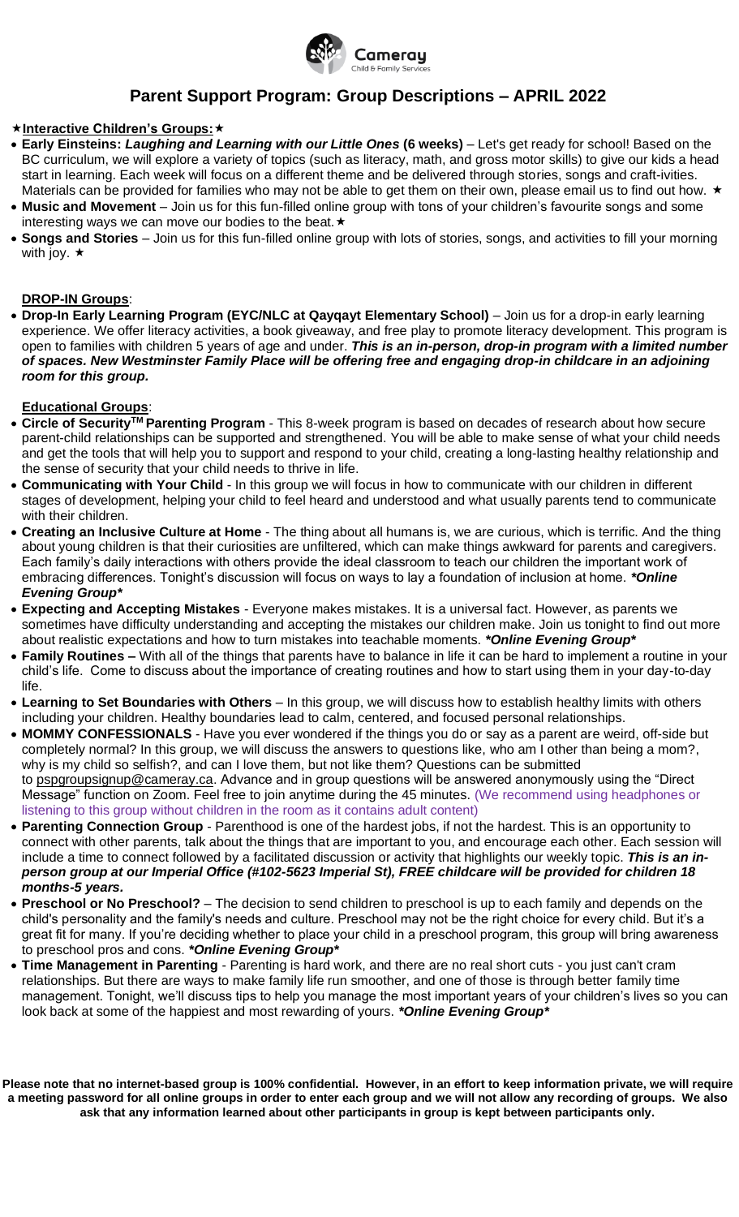Cameray
Child & Family Services

# Parent Support Program: Group Descriptions – APRIL 2022

★**Interactive Children's Groups:**★

- **Early Einsteins:** ***Laughing and Learning with our Little Ones*** **(6 weeks)** – Let's get ready for school! Based on the BC curriculum, we will explore a variety of topics (such as literacy, math, and gross motor skills) to give our kids a head start in learning. Each week will focus on a different theme and be delivered through stories, songs and craft-ivities. Materials can be provided for families who may not be able to get them on their own, please email us to find out how. ★
- **Music and Movement** – Join us for this fun-filled online group with tons of your children's favourite songs and some interesting ways we can move our bodies to the beat.★
- **Songs and Stories** – Join us for this fun-filled online group with lots of stories, songs, and activities to fill your morning with joy. ★

**DROP-IN Groups**:

- **Drop-In Early Learning Program (EYC/NLC at Qayqayt Elementary School)** – Join us for a drop-in early learning experience. We offer literacy activities, a book giveaway, and free play to promote literacy development. This program is open to families with children 5 years of age and under. ***This is an in-person, drop-in program with a limited number of spaces. New Westminster Family Place will be offering free and engaging drop-in childcare in an adjoining room for this group.***

**Educational Groups**:

- **Circle of Security™ Parenting Program** - This 8-week program is based on decades of research about how secure parent-child relationships can be supported and strengthened. You will be able to make sense of what your child needs and get the tools that will help you to support and respond to your child, creating a long-lasting healthy relationship and the sense of security that your child needs to thrive in life.
- **Communicating with Your Child** - In this group we will focus in how to communicate with our children in different stages of development, helping your child to feel heard and understood and what usually parents tend to communicate with their children.
- **Creating an Inclusive Culture at Home** - The thing about all humans is, we are curious, which is terrific. And the thing about young children is that their curiosities are unfiltered, which can make things awkward for parents and caregivers. Each family's daily interactions with others provide the ideal classroom to teach our children the important work of embracing differences. Tonight's discussion will focus on ways to lay a foundation of inclusion at home. ***\*Online Evening Group\****
- **Expecting and Accepting Mistakes** - Everyone makes mistakes. It is a universal fact. However, as parents we sometimes have difficulty understanding and accepting the mistakes our children make. Join us tonight to find out more about realistic expectations and how to turn mistakes into teachable moments. ***\*Online Evening Group\****
- **Family Routines –** With all of the things that parents have to balance in life it can be hard to implement a routine in your child's life. Come to discuss about the importance of creating routines and how to start using them in your day-to-day life.
- **Learning to Set Boundaries with Others** – In this group, we will discuss how to establish healthy limits with others including your children. Healthy boundaries lead to calm, centered, and focused personal relationships.
- **MOMMY CONFESSIONALS** - Have you ever wondered if the things you do or say as a parent are weird, off-side but completely normal? In this group, we will discuss the answers to questions like, who am I other than being a mom?, why is my child so selfish?, and can I love them, but not like them? Questions can be submitted to pspgroupsignup@cameray.ca. Advance and in group questions will be answered anonymously using the "Direct Message" function on Zoom. Feel free to join anytime during the 45 minutes. (We recommend using headphones or listening to this group without children in the room as it contains adult content)
- **Parenting Connection Group** - Parenthood is one of the hardest jobs, if not the hardest. This is an opportunity to connect with other parents, talk about the things that are important to you, and encourage each other. Each session will include a time to connect followed by a facilitated discussion or activity that highlights our weekly topic. ***This is an in-person group at our Imperial Office (#102-5623 Imperial St), FREE childcare will be provided for children 18 months-5 years.***
- **Preschool or No Preschool?** – The decision to send children to preschool is up to each family and depends on the child's personality and the family's needs and culture. Preschool may not be the right choice for every child. But it's a great fit for many. If you're deciding whether to place your child in a preschool program, this group will bring awareness to preschool pros and cons. ***\*Online Evening Group\****
- **Time Management in Parenting** - Parenting is hard work, and there are no real short cuts - you just can't cram relationships. But there are ways to make family life run smoother, and one of those is through better family time management. Tonight, we'll discuss tips to help you manage the most important years of your children's lives so you can look back at some of the happiest and most rewarding of yours. ***\*Online Evening Group\****

**Please note that no internet-based group is 100% confidential. However, in an effort to keep information private, we will require a meeting password for all online groups in order to enter each group and we will not allow any recording of groups. We also ask that any information learned about other participants in group is kept between participants only.**